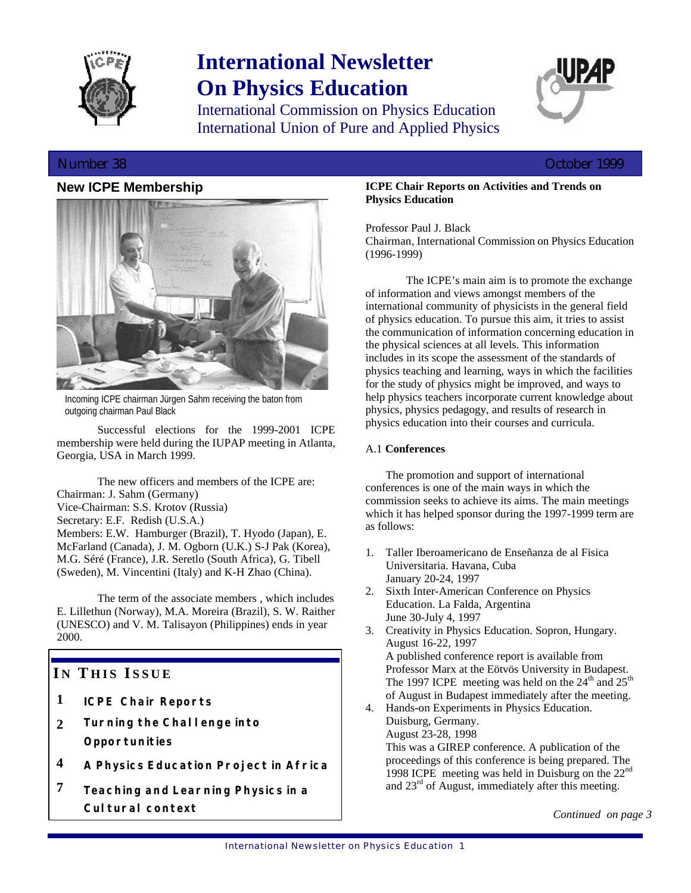# International Newsletter On Physics Education

International Commission on Physics Education
International Union of Pure and Applied Physics

Number 38 — October 1999

## New ICPE Membership

Incoming ICPE chairman Jürgen Sahm receiving the baton from outgoing chairman Paul Black

Successful elections for the 1999-2001 ICPE membership were held during the IUPAP meeting in Atlanta, Georgia, USA in March 1999.

The new officers and members of the ICPE are:
Chairman: J. Sahm (Germany)
Vice-Chairman: S.S. Krotov (Russia)
Secretary: E.F. Redish (U.S.A.)
Members: E.W. Hamburger (Brazil), T. Hyodo (Japan), E. McFarland (Canada), J. M. Ogborn (U.K.) S-J Pak (Korea), M.G. Séré (France), J.R. Seretlo (South Africa), G. Tibell (Sweden), M. Vincentini (Italy) and K-H Zhao (China).

The term of the associate members , which includes E. Lillethun (Norway), M.A. Moreira (Brazil), S. W. Raither (UNESCO) and V. M. Talisayon (Philippines) ends in year 2000.

## In This Issue

- **1** ICPE Chair Reports
- **2** Turning the Challenge into Opportunities
- **4** A Physics Education Project in Africa
- **7** Teaching and Learning Physics in a Cultural context

## ICPE Chair Reports on Activities and Trends on Physics Education

Professor Paul J. Black
Chairman, International Commission on Physics Education (1996-1999)

The ICPE's main aim is to promote the exchange of information and views amongst members of the international community of physicists in the general field of physics education. To pursue this aim, it tries to assist the communication of information concerning education in the physical sciences at all levels. This information includes in its scope the assessment of the standards of physics teaching and learning, ways in which the facilities for the study of physics might be improved, and ways to help physics teachers incorporate current knowledge about physics, physics pedagogy, and results of research in physics education into their courses and curricula.

### A.1 Conferences

The promotion and support of international conferences is one of the main ways in which the commission seeks to achieve its aims. The main meetings which it has helped sponsor during the 1997-1999 term are as follows:

1. Taller Iberoamericano de Enseñanza de al Fisica Universitaria. Havana, Cuba
   January 20-24, 1997
2. Sixth Inter-American Conference on Physics Education. La Falda, Argentina
   June 30-July 4, 1997
3. Creativity in Physics Education. Sopron, Hungary.
   August 16-22, 1997
   A published conference report is available from Professor Marx at the Eötvös University in Budapest. The 1997 ICPE meeting was held on the 24th and 25th of August in Budapest immediately after the meeting.
4. Hands-on Experiments in Physics Education. Duisburg, Germany.
   August 23-28, 1998
   This was a GIREP conference. A publication of the proceedings of this conference is being prepared. The 1998 ICPE meeting was held in Duisburg on the 22nd and 23rd of August, immediately after this meeting.

*Continued on page 3*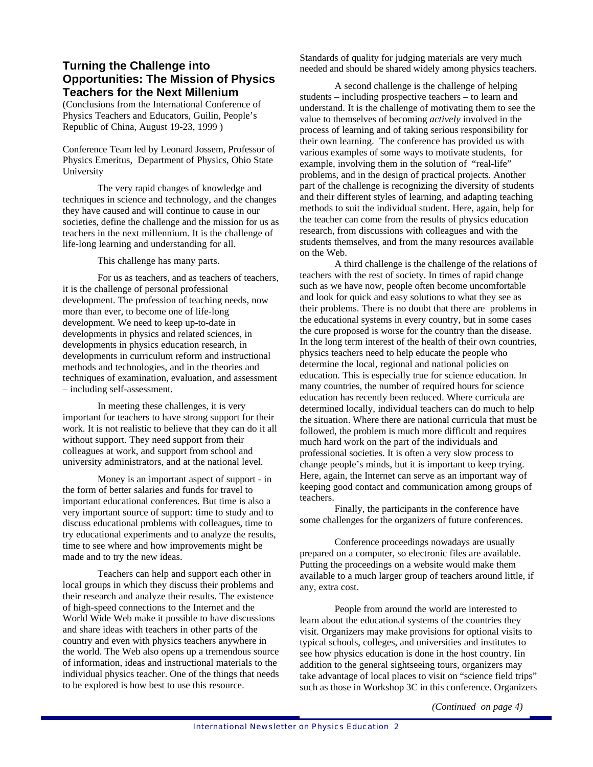## Turning the Challenge into Opportunities: The Mission of Physics Teachers for the Next Millenium

(Conclusions from the International Conference of Physics Teachers and Educators, Guilin, People's Republic of China, August 19-23, 1999 )

Conference Team led by Leonard Jossem, Professor of Physics Emeritus, Department of Physics, Ohio State University

The very rapid changes of knowledge and techniques in science and technology, and the changes they have caused and will continue to cause in our societies, define the challenge and the mission for us as teachers in the next millennium. It is the challenge of life-long learning and understanding for all.

This challenge has many parts.

For us as teachers, and as teachers of teachers, it is the challenge of personal professional development. The profession of teaching needs, now more than ever, to become one of life-long development. We need to keep up-to-date in developments in physics and related sciences, in developments in physics education research, in developments in curriculum reform and instructional methods and technologies, and in the theories and techniques of examination, evaluation, and assessment – including self-assessment.

In meeting these challenges, it is very important for teachers to have strong support for their work. It is not realistic to believe that they can do it all without support. They need support from their colleagues at work, and support from school and university administrators, and at the national level.

Money is an important aspect of support - in the form of better salaries and funds for travel to important educational conferences. But time is also a very important source of support: time to study and to discuss educational problems with colleagues, time to try educational experiments and to analyze the results, time to see where and how improvements might be made and to try the new ideas.

Teachers can help and support each other in local groups in which they discuss their problems and their research and analyze their results. The existence of high-speed connections to the Internet and the World Wide Web make it possible to have discussions and share ideas with teachers in other parts of the country and even with physics teachers anywhere in the world. The Web also opens up a tremendous source of information, ideas and instructional materials to the individual physics teacher. One of the things that needs to be explored is how best to use this resource. Standards of quality for judging materials are very much needed and should be shared widely among physics teachers.

A second challenge is the challenge of helping students – including prospective teachers – to learn and understand. It is the challenge of motivating them to see the value to themselves of becoming *actively* involved in the process of learning and of taking serious responsibility for their own learning. The conference has provided us with various examples of some ways to motivate students, for example, involving them in the solution of "real-life" problems, and in the design of practical projects. Another part of the challenge is recognizing the diversity of students and their different styles of learning, and adapting teaching methods to suit the individual student. Here, again, help for the teacher can come from the results of physics education research, from discussions with colleagues and with the students themselves, and from the many resources available on the Web.

A third challenge is the challenge of the relations of teachers with the rest of society. In times of rapid change such as we have now, people often become uncomfortable and look for quick and easy solutions to what they see as their problems. There is no doubt that there are problems in the educational systems in every country, but in some cases the cure proposed is worse for the country than the disease. In the long term interest of the health of their own countries, physics teachers need to help educate the people who determine the local, regional and national policies on education. This is especially true for science education. In many countries, the number of required hours for science education has recently been reduced. Where curricula are determined locally, individual teachers can do much to help the situation. Where there are national curricula that must be followed, the problem is much more difficult and requires much hard work on the part of the individuals and professional societies. It is often a very slow process to change people's minds, but it is important to keep trying. Here, again, the Internet can serve as an important way of keeping good contact and communication among groups of teachers.

Finally, the participants in the conference have some challenges for the organizers of future conferences.

Conference proceedings nowadays are usually prepared on a computer, so electronic files are available. Putting the proceedings on a website would make them available to a much larger group of teachers around little, if any, extra cost.

People from around the world are interested to learn about the educational systems of the countries they visit. Organizers may make provisions for optional visits to typical schools, colleges, and universities and institutes to see how physics education is done in the host country. Iin addition to the general sightseeing tours, organizers may take advantage of local places to visit on "science field trips" such as those in Workshop 3C in this conference. Organizers

*(Continued on page 4)*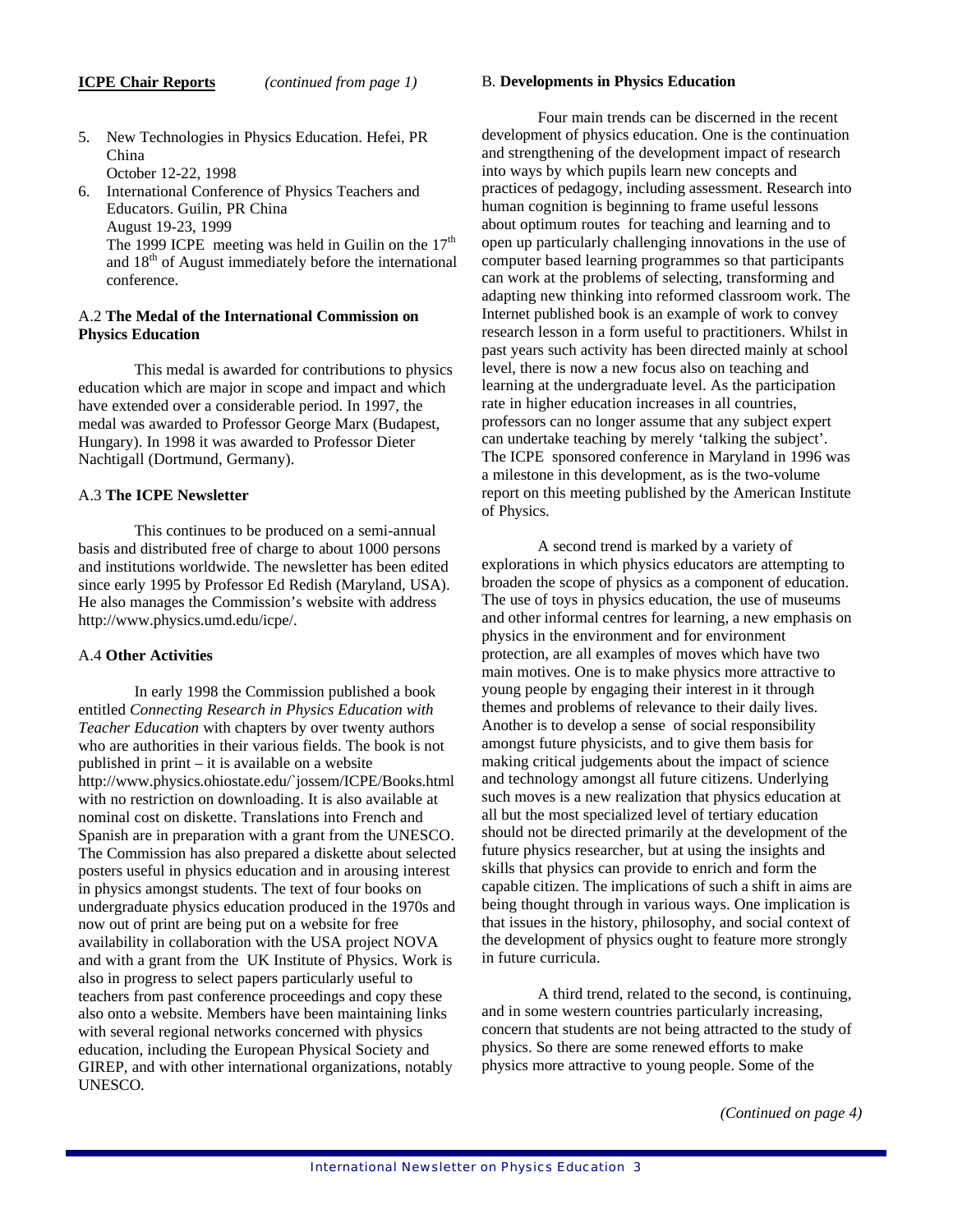**ICPE Chair Reports** *(continued from page 1)*

5. New Technologies in Physics Education. Hefei, PR China
   October 12-22, 1998
6. International Conference of Physics Teachers and Educators. Guilin, PR China
   August 19-23, 1999
   The 1999 ICPE meeting was held in Guilin on the 17th and 18th of August immediately before the international conference.

### A.2 The Medal of the International Commission on Physics Education

This medal is awarded for contributions to physics education which are major in scope and impact and which have extended over a considerable period. In 1997, the medal was awarded to Professor George Marx (Budapest, Hungary). In 1998 it was awarded to Professor Dieter Nachtigall (Dortmund, Germany).

### A.3 The ICPE Newsletter

This continues to be produced on a semi-annual basis and distributed free of charge to about 1000 persons and institutions worldwide. The newsletter has been edited since early 1995 by Professor Ed Redish (Maryland, USA). He also manages the Commission's website with address http://www.physics.umd.edu/icpe/.

### A.4 Other Activities

In early 1998 the Commission published a book entitled *Connecting Research in Physics Education with Teacher Education* with chapters by over twenty authors who are authorities in their various fields. The book is not published in print – it is available on a website http://www.physics.ohiostate.edu/`jossem/ICPE/Books.html with no restriction on downloading. It is also available at nominal cost on diskette. Translations into French and Spanish are in preparation with a grant from the UNESCO. The Commission has also prepared a diskette about selected posters useful in physics education and in arousing interest in physics amongst students. The text of four books on undergraduate physics education produced in the 1970s and now out of print are being put on a website for free availability in collaboration with the USA project NOVA and with a grant from the UK Institute of Physics. Work is also in progress to select papers particularly useful to teachers from past conference proceedings and copy these also onto a website. Members have been maintaining links with several regional networks concerned with physics education, including the European Physical Society and GIREP, and with other international organizations, notably UNESCO.

## B. Developments in Physics Education

Four main trends can be discerned in the recent development of physics education. One is the continuation and strengthening of the development impact of research into ways by which pupils learn new concepts and practices of pedagogy, including assessment. Research into human cognition is beginning to frame useful lessons about optimum routes for teaching and learning and to open up particularly challenging innovations in the use of computer based learning programmes so that participants can work at the problems of selecting, transforming and adapting new thinking into reformed classroom work. The Internet published book is an example of work to convey research lesson in a form useful to practitioners. Whilst in past years such activity has been directed mainly at school level, there is now a new focus also on teaching and learning at the undergraduate level. As the participation rate in higher education increases in all countries, professors can no longer assume that any subject expert can undertake teaching by merely 'talking the subject'. The ICPE sponsored conference in Maryland in 1996 was a milestone in this development, as is the two-volume report on this meeting published by the American Institute of Physics.

A second trend is marked by a variety of explorations in which physics educators are attempting to broaden the scope of physics as a component of education. The use of toys in physics education, the use of museums and other informal centres for learning, a new emphasis on physics in the environment and for environment protection, are all examples of moves which have two main motives. One is to make physics more attractive to young people by engaging their interest in it through themes and problems of relevance to their daily lives. Another is to develop a sense of social responsibility amongst future physicists, and to give them basis for making critical judgements about the impact of science and technology amongst all future citizens. Underlying such moves is a new realization that physics education at all but the most specialized level of tertiary education should not be directed primarily at the development of the future physics researcher, but at using the insights and skills that physics can provide to enrich and form the capable citizen. The implications of such a shift in aims are being thought through in various ways. One implication is that issues in the history, philosophy, and social context of the development of physics ought to feature more strongly in future curricula.

A third trend, related to the second, is continuing, and in some western countries particularly increasing, concern that students are not being attracted to the study of physics. So there are some renewed efforts to make physics more attractive to young people. Some of the

*(Continued on page 4)*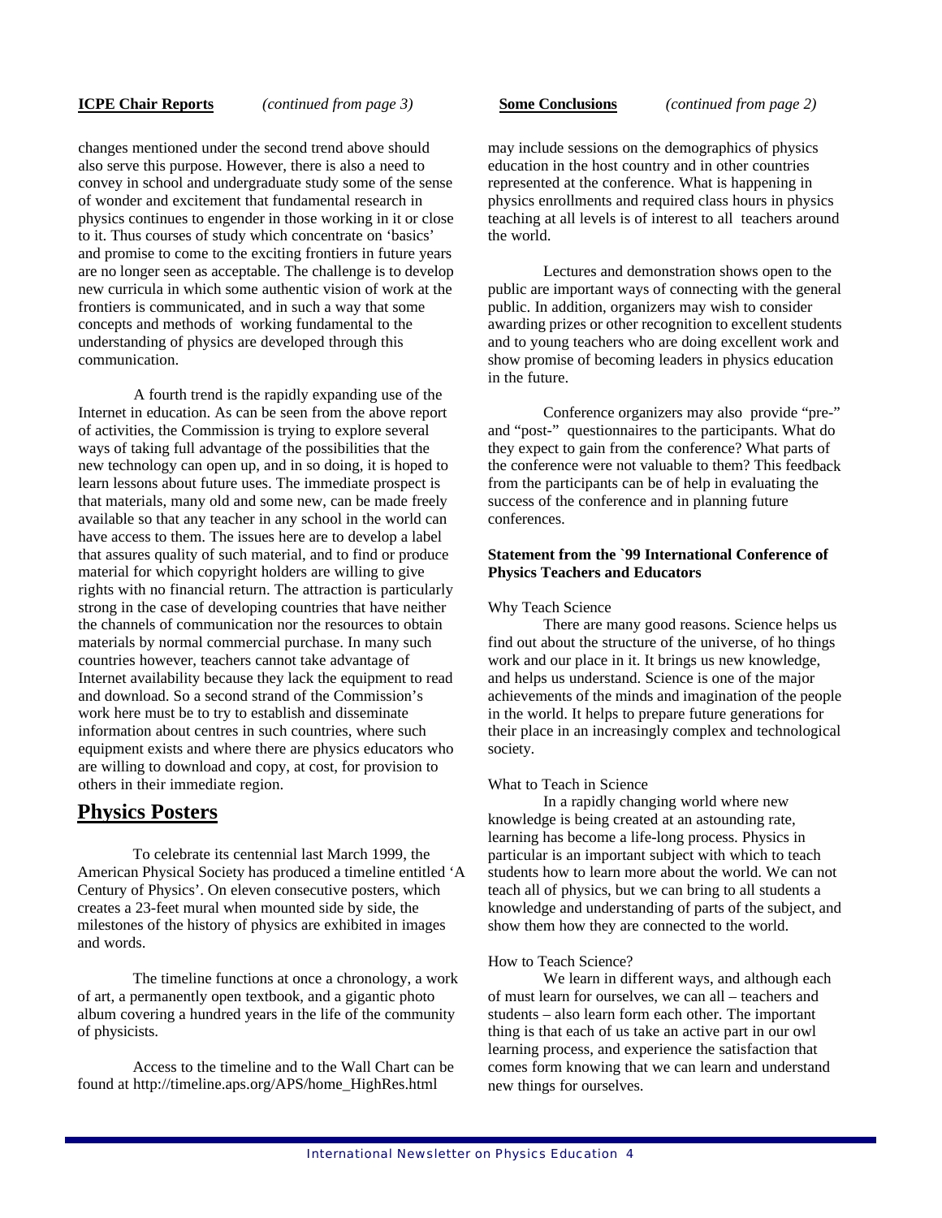**ICPE Chair Reports** *(continued from page 3)*

changes mentioned under the second trend above should also serve this purpose. However, there is also a need to convey in school and undergraduate study some of the sense of wonder and excitement that fundamental research in physics continues to engender in those working in it or close to it. Thus courses of study which concentrate on 'basics' and promise to come to the exciting frontiers in future years are no longer seen as acceptable. The challenge is to develop new curricula in which some authentic vision of work at the frontiers is communicated, and in such a way that some concepts and methods of working fundamental to the understanding of physics are developed through this communication.

A fourth trend is the rapidly expanding use of the Internet in education. As can be seen from the above report of activities, the Commission is trying to explore several ways of taking full advantage of the possibilities that the new technology can open up, and in so doing, it is hoped to learn lessons about future uses. The immediate prospect is that materials, many old and some new, can be made freely available so that any teacher in any school in the world can have access to them. The issues here are to develop a label that assures quality of such material, and to find or produce material for which copyright holders are willing to give rights with no financial return. The attraction is particularly strong in the case of developing countries that have neither the channels of communication nor the resources to obtain materials by normal commercial purchase. In many such countries however, teachers cannot take advantage of Internet availability because they lack the equipment to read and download. So a second strand of the Commission's work here must be to try to establish and disseminate information about centres in such countries, where such equipment exists and where there are physics educators who are willing to download and copy, at cost, for provision to others in their immediate region.

## Physics Posters

To celebrate its centennial last March 1999, the American Physical Society has produced a timeline entitled 'A Century of Physics'. On eleven consecutive posters, which creates a 23-feet mural when mounted side by side, the milestones of the history of physics are exhibited in images and words.

The timeline functions at once a chronology, a work of art, a permanently open textbook, and a gigantic photo album covering a hundred years in the life of the community of physicists.

Access to the timeline and to the Wall Chart can be found at http://timeline.aps.org/APS/home_HighRes.html

**Some Conclusions** *(continued from page 2)*

may include sessions on the demographics of physics education in the host country and in other countries represented at the conference. What is happening in physics enrollments and required class hours in physics teaching at all levels is of interest to all teachers around the world.

Lectures and demonstration shows open to the public are important ways of connecting with the general public. In addition, organizers may wish to consider awarding prizes or other recognition to excellent students and to young teachers who are doing excellent work and show promise of becoming leaders in physics education in the future.

Conference organizers may also provide "pre-" and "post-" questionnaires to the participants. What do they expect to gain from the conference? What parts of the conference were not valuable to them? This feedback from the participants can be of help in evaluating the success of the conference and in planning future conferences.

**Statement from the `99 International Conference of Physics Teachers and Educators**

Why Teach Science

There are many good reasons. Science helps us find out about the structure of the universe, of ho things work and our place in it. It brings us new knowledge, and helps us understand. Science is one of the major achievements of the minds and imagination of the people in the world. It helps to prepare future generations for their place in an increasingly complex and technological society.

What to Teach in Science

In a rapidly changing world where new knowledge is being created at an astounding rate, learning has become a life-long process. Physics in particular is an important subject with which to teach students how to learn more about the world. We can not teach all of physics, but we can bring to all students a knowledge and understanding of parts of the subject, and show them how they are connected to the world.

How to Teach Science?

We learn in different ways, and although each of must learn for ourselves, we can all – teachers and students – also learn form each other. The important thing is that each of us take an active part in our owl learning process, and experience the satisfaction that comes form knowing that we can learn and understand new things for ourselves.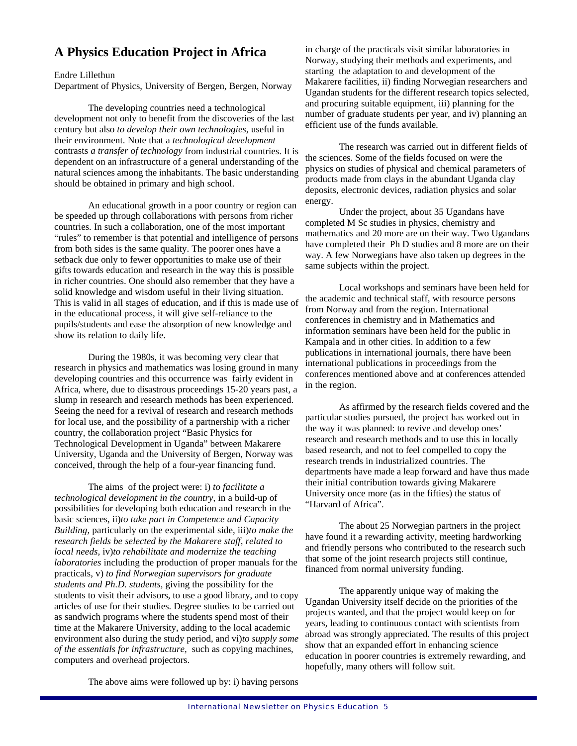## A Physics Education Project in Africa

Endre Lillethun
Department of Physics, University of Bergen, Bergen, Norway

The developing countries need a technological development not only to benefit from the discoveries of the last century but also *to develop their own technologies*, useful in their environment. Note that a *technological development* contrasts *a transfer of technology* from industrial countries. It is dependent on an infrastructure of a general understanding of the natural sciences among the inhabitants. The basic understanding should be obtained in primary and high school.

An educational growth in a poor country or region can be speeded up through collaborations with persons from richer countries. In such a collaboration, one of the most important "rules" to remember is that potential and intelligence of persons from both sides is the same quality. The poorer ones have a setback due only to fewer opportunities to make use of their gifts towards education and research in the way this is possible in richer countries. One should also remember that they have a solid knowledge and wisdom useful in their living situation. This is valid in all stages of education, and if this is made use of in the educational process, it will give self-reliance to the pupils/students and ease the absorption of new knowledge and show its relation to daily life.

During the 1980s, it was becoming very clear that research in physics and mathematics was losing ground in many developing countries and this occurrence was fairly evident in Africa, where, due to disastrous proceedings 15-20 years past, a slump in research and research methods has been experienced. Seeing the need for a revival of research and research methods for local use, and the possibility of a partnership with a richer country, the collaboration project "Basic Physics for Technological Development in Uganda" between Makerere University, Uganda and the University of Bergen, Norway was conceived, through the help of a four-year financing fund.

The aims of the project were: i) *to facilitate a technological development in the country*, in a build-up of possibilities for developing both education and research in the basic sciences, ii)*to take part in Competence and Capacity Building*, particularly on the experimental side, iii)*to make the research fields be selected by the Makerere staff, related to local needs*, iv)*to rehabilitate and modernize the teaching laboratories* including the production of proper manuals for the practicals, v) *to find Norwegian supervisors for graduate students and Ph.D. students*, giving the possibility for the students to visit their advisors, to use a good library, and to copy articles of use for their studies. Degree studies to be carried out as sandwich programs where the students spend most of their time at the Makerere University, adding to the local academic environment also during the study period, and vi)*to supply some of the essentials for infrastructure*, such as copying machines, computers and overhead projectors.

The above aims were followed up by: i) having persons in charge of the practicals visit similar laboratories in Norway, studying their methods and experiments, and starting the adaptation to and development of the Makerere facilities, ii) finding Norwegian researchers and Ugandan students for the different research topics selected, and procuring suitable equipment, iii) planning for the number of graduate students per year, and iv) planning an efficient use of the funds available.

The research was carried out in different fields of the sciences. Some of the fields focused on were the physics on studies of physical and chemical parameters of products made from clays in the abundant Uganda clay deposits, electronic devices, radiation physics and solar energy.

Under the project, about 35 Ugandans have completed M Sc studies in physics, chemistry and mathematics and 20 more are on their way. Two Ugandans have completed their Ph D studies and 8 more are on their way. A few Norwegians have also taken up degrees in the same subjects within the project.

Local workshops and seminars have been held for the academic and technical staff, with resource persons from Norway and from the region. International conferences in chemistry and in Mathematics and information seminars have been held for the public in Kampala and in other cities. In addition to a few publications in international journals, there have been international publications in proceedings from the conferences mentioned above and at conferences attended in the region.

As affirmed by the research fields covered and the particular studies pursued, the project has worked out in the way it was planned: to revive and develop ones' research and research methods and to use this in locally based research, and not to feel compelled to copy the research trends in industrialized countries. The departments have made a leap forward and have thus made their initial contribution towards giving Makerere University once more (as in the fifties) the status of "Harvard of Africa".

The about 25 Norwegian partners in the project have found it a rewarding activity, meeting hardworking and friendly persons who contributed to the research such that some of the joint research projects still continue, financed from normal university funding.

The apparently unique way of making the Ugandan University itself decide on the priorities of the projects wanted, and that the project would keep on for years, leading to continuous contact with scientists from abroad was strongly appreciated. The results of this project show that an expanded effort in enhancing science education in poorer countries is extremely rewarding, and hopefully, many others will follow suit.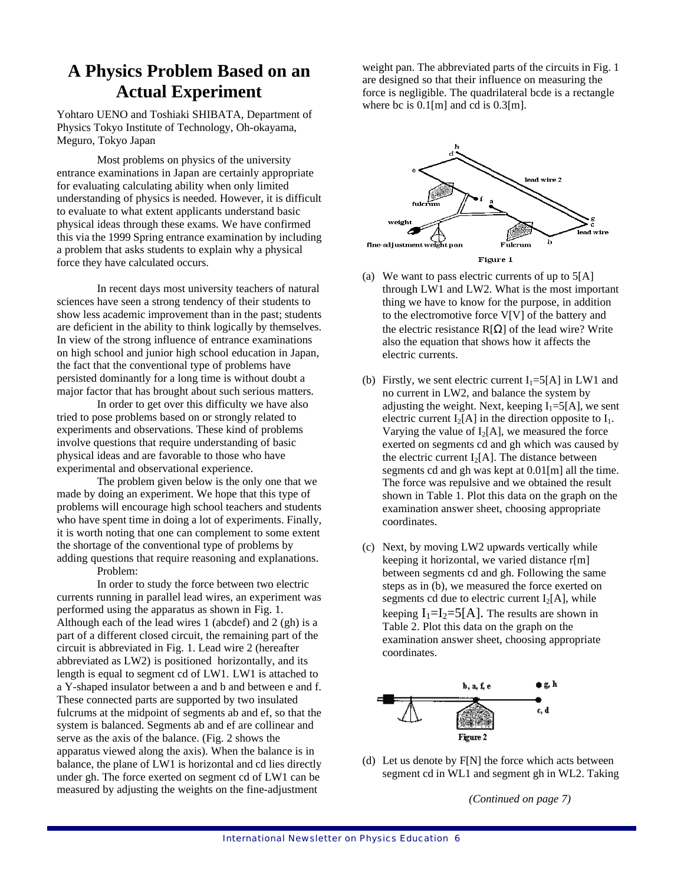# A Physics Problem Based on an Actual Experiment

Yohtaro UENO and Toshiaki SHIBATA, Department of Physics Tokyo Institute of Technology, Oh-okayama, Meguro, Tokyo Japan

Most problems on physics of the university entrance examinations in Japan are certainly appropriate for evaluating calculating ability when only limited understanding of physics is needed. However, it is difficult to evaluate to what extent applicants understand basic physical ideas through these exams. We have confirmed this via the 1999 Spring entrance examination by including a problem that asks students to explain why a physical force they have calculated occurs.

In recent days most university teachers of natural sciences have seen a strong tendency of their students to show less academic improvement than in the past; students are deficient in the ability to think logically by themselves. In view of the strong influence of entrance examinations on high school and junior high school education in Japan, the fact that the conventional type of problems have persisted dominantly for a long time is without doubt a major factor that has brought about such serious matters.

In order to get over this difficulty we have also tried to pose problems based on or strongly related to experiments and observations. These kind of problems involve questions that require understanding of basic physical ideas and are favorable to those who have experimental and observational experience.

The problem given below is the only one that we made by doing an experiment. We hope that this type of problems will encourage high school teachers and students who have spent time in doing a lot of experiments. Finally, it is worth noting that one can complement to some extent the shortage of the conventional type of problems by adding questions that require reasoning and explanations.

Problem:

In order to study the force between two electric currents running in parallel lead wires, an experiment was performed using the apparatus as shown in Fig. 1. Although each of the lead wires 1 (abcdef) and 2 (gh) is a part of a different closed circuit, the remaining part of the circuit is abbreviated in Fig. 1. Lead wire 2 (hereafter abbreviated as LW2) is positioned horizontally, and its length is equal to segment cd of LW1. LW1 is attached to a Y-shaped insulator between a and b and between e and f. These connected parts are supported by two insulated fulcrums at the midpoint of segments ab and ef, so that the system is balanced. Segments ab and ef are collinear and serve as the axis of the balance. (Fig. 2 shows the apparatus viewed along the axis). When the balance is in balance, the plane of LW1 is horizontal and cd lies directly under gh. The force exerted on segment cd of LW1 can be measured by adjusting the weights on the fine-adjustment weight pan. The abbreviated parts of the circuits in Fig. 1 are designed so that their influence on measuring the force is negligible. The quadrilateral bcde is a rectangle where bc is 0.1[m] and cd is 0.3[m].

Figure 1

(a) We want to pass electric currents of up to 5[A] through LW1 and LW2. What is the most important thing we have to know for the purpose, in addition to the electromotive force V[V] of the battery and the electric resistance R[Ω] of the lead wire? Write also the equation that shows how it affects the electric currents.

(b) Firstly, we sent electric current $I_1$=5[A] in LW1 and no current in LW2, and balance the system by adjusting the weight. Next, keeping $I_1$=5[A], we sent electric current $I_2$[A] in the direction opposite to $I_1$. Varying the value of $I_2$[A], we measured the force exerted on segments cd and gh which was caused by the electric current $I_2$[A]. The distance between segments cd and gh was kept at 0.01[m] all the time. The force was repulsive and we obtained the result shown in Table 1. Plot this data on the graph on the examination answer sheet, choosing appropriate coordinates.

(c) Next, by moving LW2 upwards vertically while keeping it horizontal, we varied distance r[m] between segments cd and gh. Following the same steps as in (b), we measured the force exerted on segments cd due to electric current $I_2$[A], while keeping $I_1$=$I_2$=5[A]. The results are shown in Table 2. Plot this data on the graph on the examination answer sheet, choosing appropriate coordinates.

Figure 2

(d) Let us denote by F[N] the force which acts between segment cd in WL1 and segment gh in WL2. Taking

*(Continued on page 7)*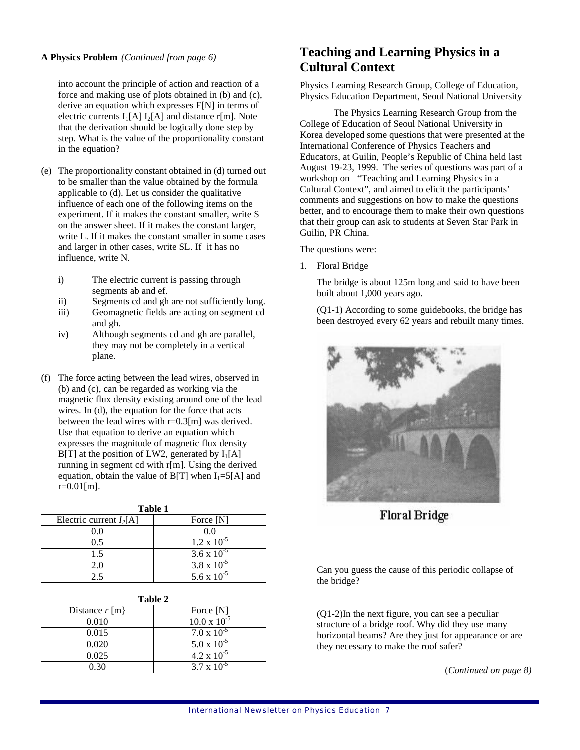**A Physics Problem** *(Continued from page 6)*

into account the principle of action and reaction of a force and making use of plots obtained in (b) and (c), derive an equation which expresses F[N] in terms of electric currents $I_1$[A] $I_2$[A] and distance r[m]. Note that the derivation should be logically done step by step. What is the value of the proportionality constant in the equation?

(e) The proportionality constant obtained in (d) turned out to be smaller than the value obtained by the formula applicable to (d). Let us consider the qualitative influence of each one of the following items on the experiment. If it makes the constant smaller, write S on the answer sheet. If it makes the constant larger, write L. If it makes the constant smaller in some cases and larger in other cases, write SL. If it has no influence, write N.

- i) The electric current is passing through segments ab and ef.
- ii) Segments cd and gh are not sufficiently long.
- iii) Geomagnetic fields are acting on segment cd and gh.
- iv) Although segments cd and gh are parallel, they may not be completely in a vertical plane.

(f) The force acting between the lead wires, observed in (b) and (c), can be regarded as working via the magnetic flux density existing around one of the lead wires. In (d), the equation for the force that acts between the lead wires with r=0.3[m] was derived. Use that equation to derive an equation which expresses the magnitude of magnetic flux density B[T] at the position of LW2, generated by $I_1$[A] running in segment cd with r[m]. Using the derived equation, obtain the value of B[T] when $I_1$=5[A] and r=0.01[m].

**Table 1**

| Electric current $I_2$[A] | Force [N] |
|---|---|
| 0.0 | 0.0 |
| 0.5 | $1.2 \times 10^{-5}$ |
| 1.5 | $3.6 \times 10^{-5}$ |
| 2.0 | $3.8 \times 10^{-5}$ |
| 2.5 | $5.6 \times 10^{-5}$ |

**Table 2**

| Distance *r* [m} | Force [N] |
|---|---|
| 0.010 | $10.0 \times 10^{-5}$ |
| 0.015 | $7.0 \times 10^{-5}$ |
| 0.020 | $5.0 \times 10^{-5}$ |
| 0.025 | $4.2 \times 10^{-5}$ |
| 0.30 | $3.7 \times 10^{-5}$ |

# Teaching and Learning Physics in a Cultural Context

Physics Learning Research Group, College of Education, Physics Education Department, Seoul National University

The Physics Learning Research Group from the College of Education of Seoul National University in Korea developed some questions that were presented at the International Conference of Physics Teachers and Educators, at Guilin, People's Republic of China held last August 19-23, 1999. The series of questions was part of a workshop on "Teaching and Learning Physics in a Cultural Context", and aimed to elicit the participants' comments and suggestions on how to make the questions better, and to encourage them to make their own questions that their group can ask to students at Seven Star Park in Guilin, PR China.

The questions were:

1. Floral Bridge

   The bridge is about 125m long and said to have been built about 1,000 years ago.

   (Q1-1) According to some guidebooks, the bridge has been destroyed every 62 years and rebuilt many times.

   Floral Bridge

   Can you guess the cause of this periodic collapse of the bridge?

   (Q1-2)In the next figure, you can see a peculiar structure of a bridge roof. Why did they use many horizontal beams? Are they just for appearance or are they necessary to make the roof safer?

(*Continued on page 8)*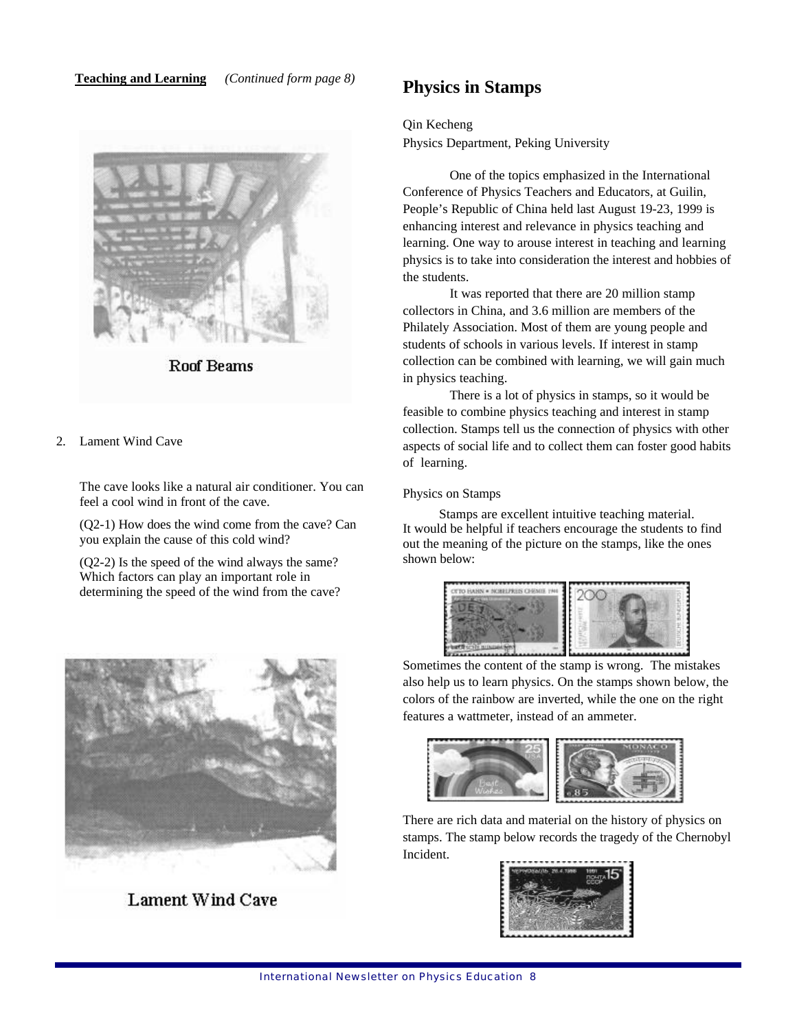**Teaching and Learning** *(Continued form page 8)*

Roof Beams

2. Lament Wind Cave

The cave looks like a natural air conditioner. You can feel a cool wind in front of the cave.

(Q2-1) How does the wind come from the cave? Can you explain the cause of this cold wind?

(Q2-2) Is the speed of the wind always the same? Which factors can play an important role in determining the speed of the wind from the cave?

Lament Wind Cave

# Physics in Stamps

Qin Kecheng
Physics Department, Peking University

One of the topics emphasized in the International Conference of Physics Teachers and Educators, at Guilin, People's Republic of China held last August 19-23, 1999 is enhancing interest and relevance in physics teaching and learning. One way to arouse interest in teaching and learning physics is to take into consideration the interest and hobbies of the students.

It was reported that there are 20 million stamp collectors in China, and 3.6 million are members of the Philately Association. Most of them are young people and students of schools in various levels. If interest in stamp collection can be combined with learning, we will gain much in physics teaching.

There is a lot of physics in stamps, so it would be feasible to combine physics teaching and interest in stamp collection. Stamps tell us the connection of physics with other aspects of social life and to collect them can foster good habits of learning.

Physics on Stamps

Stamps are excellent intuitive teaching material. It would be helpful if teachers encourage the students to find out the meaning of the picture on the stamps, like the ones shown below:

Sometimes the content of the stamp is wrong. The mistakes also help us to learn physics. On the stamps shown below, the colors of the rainbow are inverted, while the one on the right features a wattmeter, instead of an ammeter.

There are rich data and material on the history of physics on stamps. The stamp below records the tragedy of the Chernobyl Incident.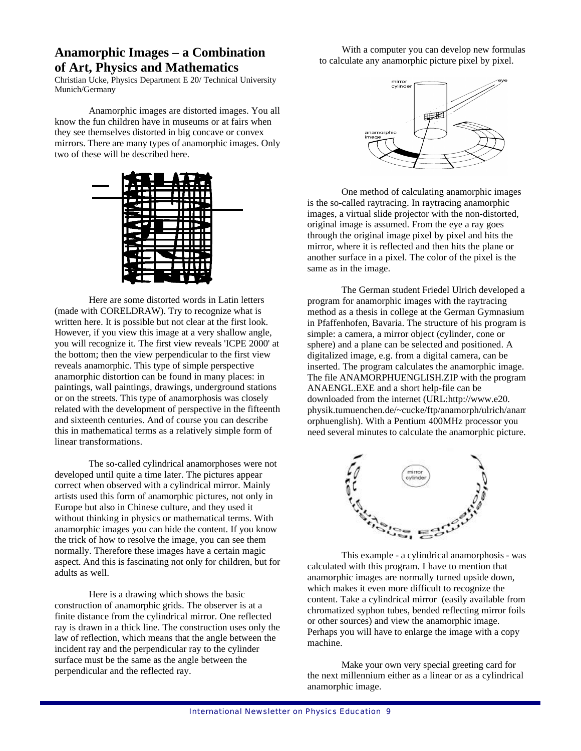## Anamorphic Images – a Combination of Art, Physics and Mathematics

Christian Ucke, Physics Department E 20/ Technical University Munich/Germany

Anamorphic images are distorted images. You all know the fun children have in museums or at fairs when they see themselves distorted in big concave or convex mirrors. There are many types of anamorphic images. Only two of these will be described here.

Here are some distorted words in Latin letters (made with CORELDRAW). Try to recognize what is written here. It is possible but not clear at the first look. However, if you view this image at a very shallow angle, you will recognize it. The first view reveals 'ICPE 2000' at the bottom; then the view perpendicular to the first view reveals anamorphic. This type of simple perspective anamorphic distortion can be found in many places: in paintings, wall paintings, drawings, underground stations or on the streets. This type of anamorphosis was closely related with the development of perspective in the fifteenth and sixteenth centuries. And of course you can describe this in mathematical terms as a relatively simple form of linear transformations.

The so-called cylindrical anamorphoses were not developed until quite a time later. The pictures appear correct when observed with a cylindrical mirror. Mainly artists used this form of anamorphic pictures, not only in Europe but also in Chinese culture, and they used it without thinking in physics or mathematical terms. With anamorphic images you can hide the content. If you know the trick of how to resolve the image, you can see them normally. Therefore these images have a certain magic aspect. And this is fascinating not only for children, but for adults as well.

Here is a drawing which shows the basic construction of anamorphic grids. The observer is at a finite distance from the cylindrical mirror. One reflected ray is drawn in a thick line. The construction uses only the law of reflection, which means that the angle between the incident ray and the perpendicular ray to the cylinder surface must be the same as the angle between the perpendicular and the reflected ray.

With a computer you can develop new formulas to calculate any anamorphic picture pixel by pixel.

One method of calculating anamorphic images is the so-called raytracing. In raytracing anamorphic images, a virtual slide projector with the non-distorted, original image is assumed. From the eye a ray goes through the original image pixel by pixel and hits the mirror, where it is reflected and then hits the plane or another surface in a pixel. The color of the pixel is the same as in the image.

The German student Friedel Ulrich developed a program for anamorphic images with the raytracing method as a thesis in college at the German Gymnasium in Pfaffenhofen, Bavaria. The structure of his program is simple: a camera, a mirror object (cylinder, cone or sphere) and a plane can be selected and positioned. A digitalized image, e.g. from a digital camera, can be inserted. The program calculates the anamorphic image. The file ANAMORPHUENGLISH.ZIP with the program ANAENGL.EXE and a short help-file can be downloaded from the internet (URL:http://www.e20.physik.tumuenchen.de/~cucke/ftp/anamorph/ulrich/anamorphuenglish). With a Pentium 400MHz processor you need several minutes to calculate the anamorphic picture.

This example - a cylindrical anamorphosis - was calculated with this program. I have to mention that anamorphic images are normally turned upside down, which makes it even more difficult to recognize the content. Take a cylindrical mirror (easily available from chromatized syphon tubes, bended reflecting mirror foils or other sources) and view the anamorphic image. Perhaps you will have to enlarge the image with a copy machine.

Make your own very special greeting card for the next millennium either as a linear or as a cylindrical anamorphic image.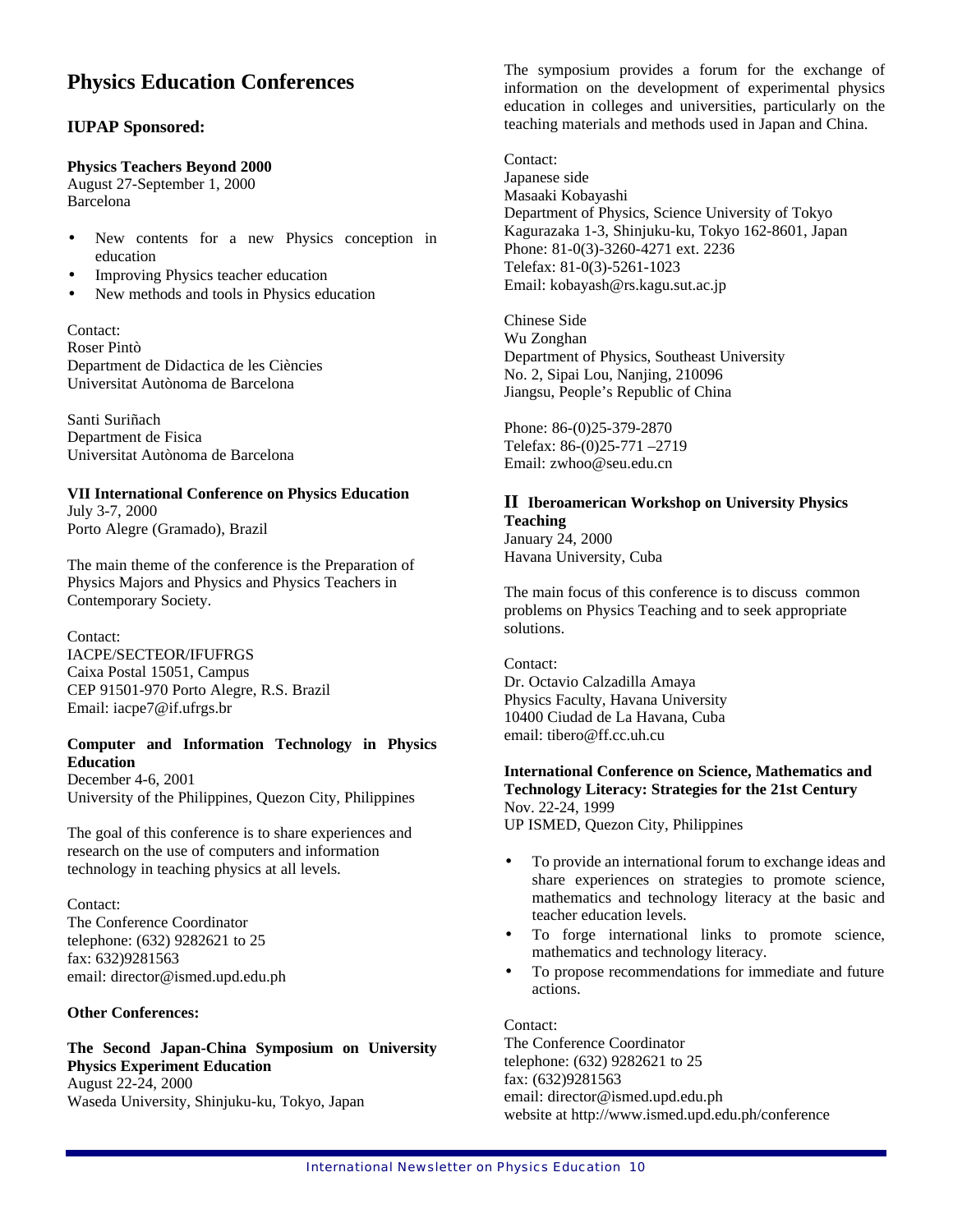# Physics Education Conferences

## IUPAP Sponsored:

**Physics Teachers Beyond 2000**
August 27-September 1, 2000
Barcelona

- New contents for a new Physics conception in education
- Improving Physics teacher education
- New methods and tools in Physics education

Contact:
Roser Pintò
Department de Didactica de les Ciències
Universitat Autònoma de Barcelona

Santi Suriñach
Department de Fisica
Universitat Autònoma de Barcelona

**VII International Conference on Physics Education**
July 3-7, 2000
Porto Alegre (Gramado), Brazil

The main theme of the conference is the Preparation of Physics Majors and Physics and Physics Teachers in Contemporary Society.

Contact:
IACPE/SECTEOR/IFUFRGS
Caixa Postal 15051, Campus
CEP 91501-970 Porto Alegre, R.S. Brazil
Email: iacpe7@if.ufrgs.br

**Computer and Information Technology in Physics Education**
December 4-6, 2001
University of the Philippines, Quezon City, Philippines

The goal of this conference is to share experiences and research on the use of computers and information technology in teaching physics at all levels.

Contact:
The Conference Coordinator
telephone: (632) 9282621 to 25
fax: 632)9281563
email: director@ismed.upd.edu.ph

## Other Conferences:

**The Second Japan-China Symposium on University Physics Experiment Education**
August 22-24, 2000
Waseda University, Shinjuku-ku, Tokyo, Japan

The symposium provides a forum for the exchange of information on the development of experimental physics education in colleges and universities, particularly on the teaching materials and methods used in Japan and China.

Contact:
Japanese side
Masaaki Kobayashi
Department of Physics, Science University of Tokyo
Kagurazaka 1-3, Shinjuku-ku, Tokyo 162-8601, Japan
Phone: 81-0(3)-3260-4271 ext. 2236
Telefax: 81-0(3)-5261-1023
Email: kobayash@rs.kagu.sut.ac.jp

Chinese Side
Wu Zonghan
Department of Physics, Southeast University
No. 2, Sipai Lou, Nanjing, 210096
Jiangsu, People's Republic of China

Phone: 86-(0)25-379-2870
Telefax: 86-(0)25-771 –2719
Email: zwhoo@seu.edu.cn

**II Iberoamerican Workshop on University Physics Teaching**
January 24, 2000
Havana University, Cuba

The main focus of this conference is to discuss common problems on Physics Teaching and to seek appropriate solutions.

Contact:
Dr. Octavio Calzadilla Amaya
Physics Faculty, Havana University
10400 Ciudad de La Havana, Cuba
email: tibero@ff.cc.uh.cu

**International Conference on Science, Mathematics and Technology Literacy: Strategies for the 21st Century**
Nov. 22-24, 1999
UP ISMED, Quezon City, Philippines

- To provide an international forum to exchange ideas and share experiences on strategies to promote science, mathematics and technology literacy at the basic and teacher education levels.
- To forge international links to promote science, mathematics and technology literacy.
- To propose recommendations for immediate and future actions.

Contact:
The Conference Coordinator
telephone: (632) 9282621 to 25
fax: (632)9281563
email: director@ismed.upd.edu.ph
website at http://www.ismed.upd.edu.ph/conference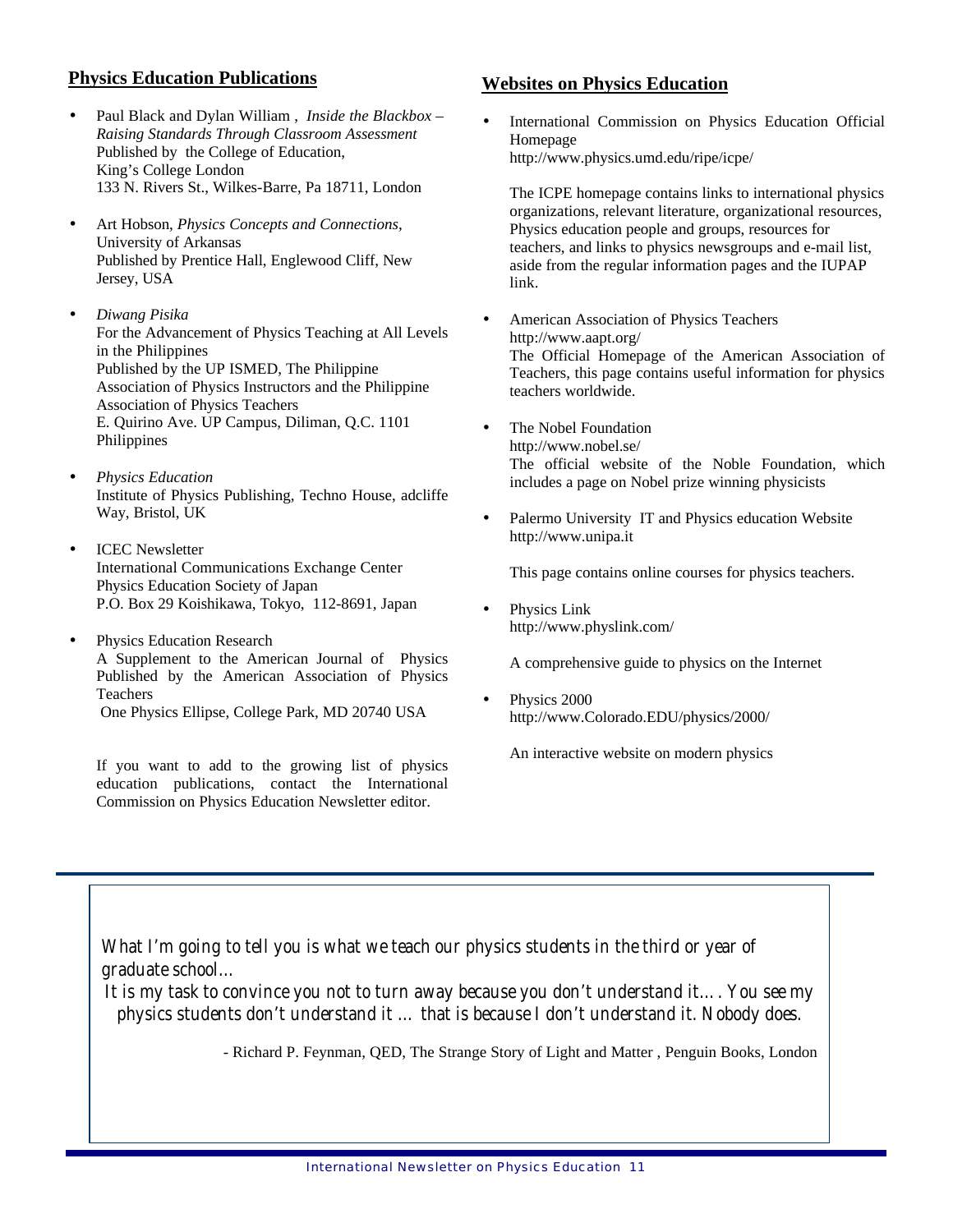## Physics Education Publications

- Paul Black and Dylan William , *Inside the Blackbox – Raising Standards Through Classroom Assessment*
  Published by the College of Education,
  King's College London
  133 N. Rivers St., Wilkes-Barre, Pa 18711, London

- Art Hobson, *Physics Concepts and Connections*,
  University of Arkansas
  Published by Prentice Hall, Englewood Cliff, New Jersey, USA

- *Diwang Pisika*
  For the Advancement of Physics Teaching at All Levels in the Philippines
  Published by the UP ISMED, The Philippine Association of Physics Instructors and the Philippine Association of Physics Teachers
  E. Quirino Ave. UP Campus, Diliman, Q.C. 1101 Philippines

- *Physics Education*
  Institute of Physics Publishing, Techno House, adcliffe Way, Bristol, UK

- ICEC Newsletter
  International Communications Exchange Center
  Physics Education Society of Japan
  P.O. Box 29 Koishikawa, Tokyo, 112-8691, Japan

- Physics Education Research
  A Supplement to the American Journal of Physics
  Published by the American Association of Physics Teachers
  One Physics Ellipse, College Park, MD 20740 USA

If you want to add to the growing list of physics education publications, contact the International Commission on Physics Education Newsletter editor.

## Websites on Physics Education

- International Commission on Physics Education Official Homepage
  http://www.physics.umd.edu/ripe/icpe/

  The ICPE homepage contains links to international physics organizations, relevant literature, organizational resources, Physics education people and groups, resources for teachers, and links to physics newsgroups and e-mail list, aside from the regular information pages and the IUPAP link.

- American Association of Physics Teachers
  http://www.aapt.org/
  The Official Homepage of the American Association of Teachers, this page contains useful information for physics teachers worldwide.

- The Nobel Foundation
  http://www.nobel.se/
  The official website of the Noble Foundation, which includes a page on Nobel prize winning physicists

- Palermo University IT and Physics education Website
  http://www.unipa.it

  This page contains online courses for physics teachers.

- Physics Link
  http://www.physlink.com/

  A comprehensive guide to physics on the Internet

- Physics 2000
  http://www.Colorado.EDU/physics/2000/

  An interactive website on modern physics

---

*What I'm going to tell you is what we teach our physics students in the third or year of graduate school...*
*It is my task to convince you not to turn away because you don't understand it.... You see my physics students don't understand it ... that is because I don't understand it. Nobody does.*

- Richard P. Feynman, QED, The Strange Story of Light and Matter , Penguin Books, London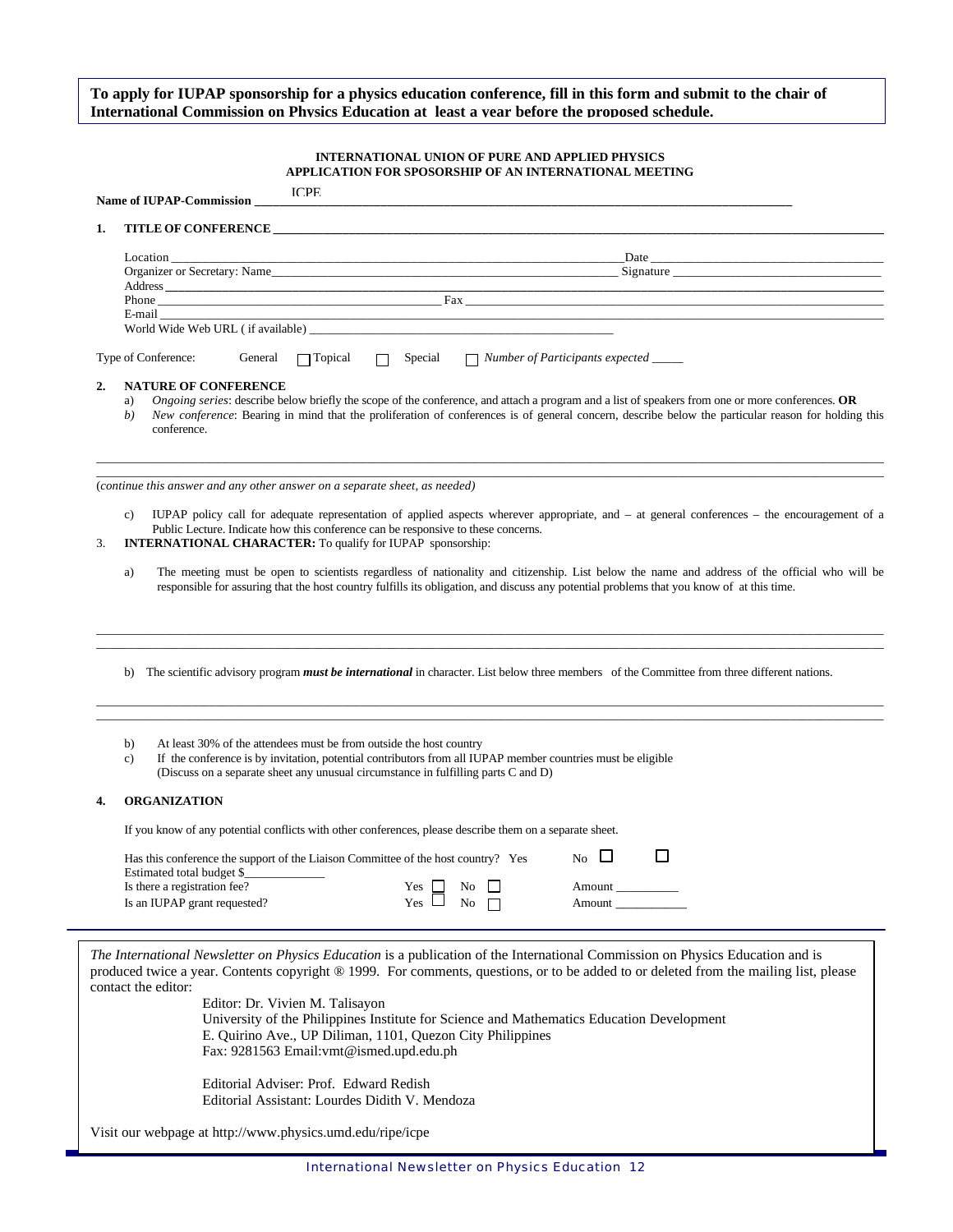**To apply for IUPAP sponsorship for a physics education conference, fill in this form and submit to the chair of International Commission on Physics Education at least a year before the proposed schedule.**

**INTERNATIONAL UNION OF PURE AND APPLIED PHYSICS**
**APPLICATION FOR SPOSORSHIP OF AN INTERNATIONAL MEETING**

**Name of IUPAP-Commission** ICPE

**1. TITLE OF CONFERENCE** ______________________________

Location ______________________________ Date ______________________________

Organizer or Secretary: Name ______________________________ Signature ______________________________

Address ______________________________

Phone ______________________________ Fax ______________________________

E-mail ______________________________

World Wide Web URL ( if available) ______________________________

Type of Conference: General ☐ Topical ☐ Special ☐ *Number of Participants expected* _____

**2. NATURE OF CONFERENCE**

a) *Ongoing series*: describe below briefly the scope of the conference, and attach a program and a list of speakers from one or more conferences. **OR**

b) *New conference*: Bearing in mind that the proliferation of conferences is of general concern, describe below the particular reason for holding this conference.

______________________________

(*continue this answer and any other answer on a separate sheet, as needed)*

c) IUPAP policy call for adequate representation of applied aspects wherever appropriate, and – at general conferences – the encouragement of a Public Lecture. Indicate how this conference can be responsive to these concerns.

3. **INTERNATIONAL CHARACTER:** To qualify for IUPAP sponsorship:

a) The meeting must be open to scientists regardless of nationality and citizenship. List below the name and address of the official who will be responsible for assuring that the host country fulfills its obligation, and discuss any potential problems that you know of at this time.

______________________________

b) The scientific advisory program ***must be international*** in character. List below three members of the Committee from three different nations.

______________________________

b) At least 30% of the attendees must be from outside the host country

c) If the conference is by invitation, potential contributors from all IUPAP member countries must be eligible (Discuss on a separate sheet any unusual circumstance in fulfilling parts C and D)

**4. ORGANIZATION**

If you know of any potential conflicts with other conferences, please describe them on a separate sheet.

Has this conference the support of the Liaison Committee of the host country? Yes ☐ No ☐

Estimated total budget $_____________

Is there a registration fee? Yes ☐ No ☐ Amount __________

Is an IUPAP grant requested? Yes ☐ No ☐ Amount ___________

---

*The International Newsletter on Physics Education* is a publication of the International Commission on Physics Education and is produced twice a year. Contents copyright ® 1999. For comments, questions, or to be added to or deleted from the mailing list, please contact the editor:

Editor: Dr. Vivien M. Talisayon
University of the Philippines Institute for Science and Mathematics Education Development
E. Quirino Ave., UP Diliman, 1101, Quezon City Philippines
Fax: 9281563 Email:vmt@ismed.upd.edu.ph

Editorial Adviser: Prof. Edward Redish
Editorial Assistant: Lourdes Didith V. Mendoza

Visit our webpage at http://www.physics.umd.edu/ripe/icpe